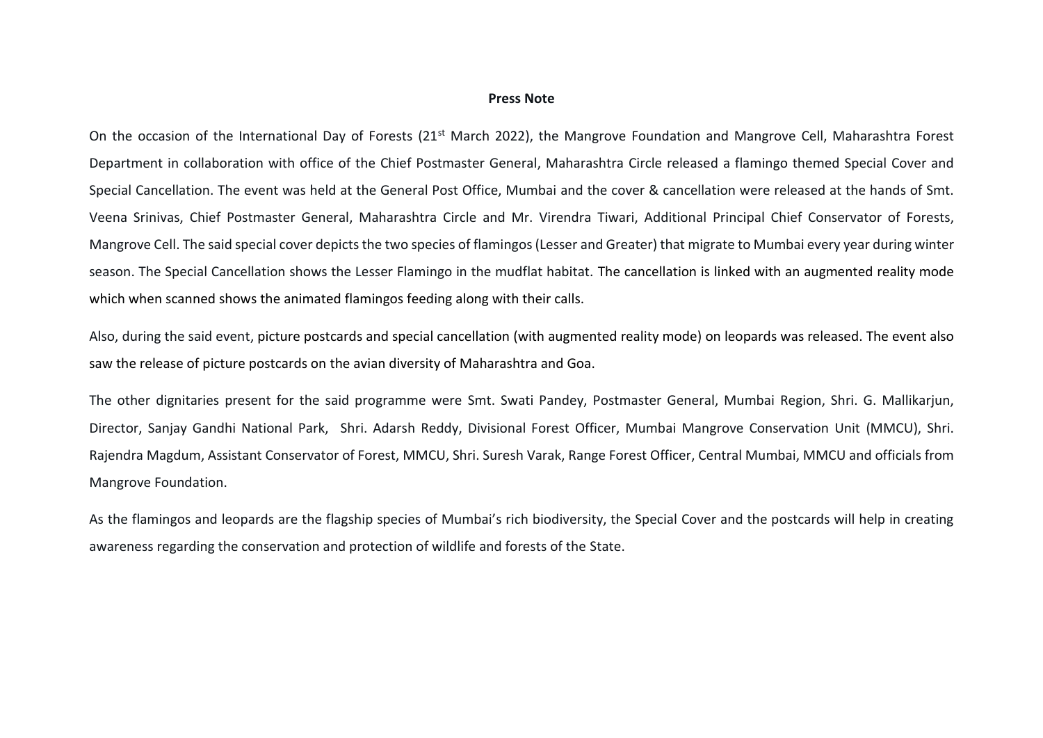**Press Note**

On the occasion of the International Day of Forests (21st March 2022), the Mangrove Foundation and Mangrove Cell, Maharashtra Forest Department in collaboration with office of the Chief Postmaster General, Maharashtra Circle released a flamingo themed Special Cover and Special Cancellation. The event was held at the General Post Office, Mumbai and the cover & cancellation were released at the hands of Smt. Veena Srinivas, Chief Postmaster General, Maharashtra Circle and Mr. Virendra Tiwari, Additional Principal Chief Conservator of Forests, Mangrove Cell. The said special cover depicts the two species of flamingos (Lesser and Greater) that migrate to Mumbai every year during winter season. The Special Cancellation shows the Lesser Flamingo in the mudflat habitat. The cancellation is linked with an augmented reality mode which when scanned shows the animated flamingos feeding along with their calls.

Also, during the said event, picture postcards and special cancellation (with augmented reality mode) on leopards was released. The event also saw the release of picture postcards on the avian diversity of Maharashtra and Goa.

The other dignitaries present for the said programme were Smt. Swati Pandey, Postmaster General, Mumbai Region, Shri. G. Mallikarjun, Director, Sanjay Gandhi National Park, Shri. Adarsh Reddy, Divisional Forest Officer, Mumbai Mangrove Conservation Unit (MMCU), Shri. Rajendra Magdum, Assistant Conservator of Forest, MMCU, Shri. Suresh Varak, Range Forest Officer, Central Mumbai, MMCU and officials from Mangrove Foundation.

As the flamingos and leopards are the flagship species of Mumbai's rich biodiversity, the Special Cover and the postcards will help in creating awareness regarding the conservation and protection of wildlife and forests of the State.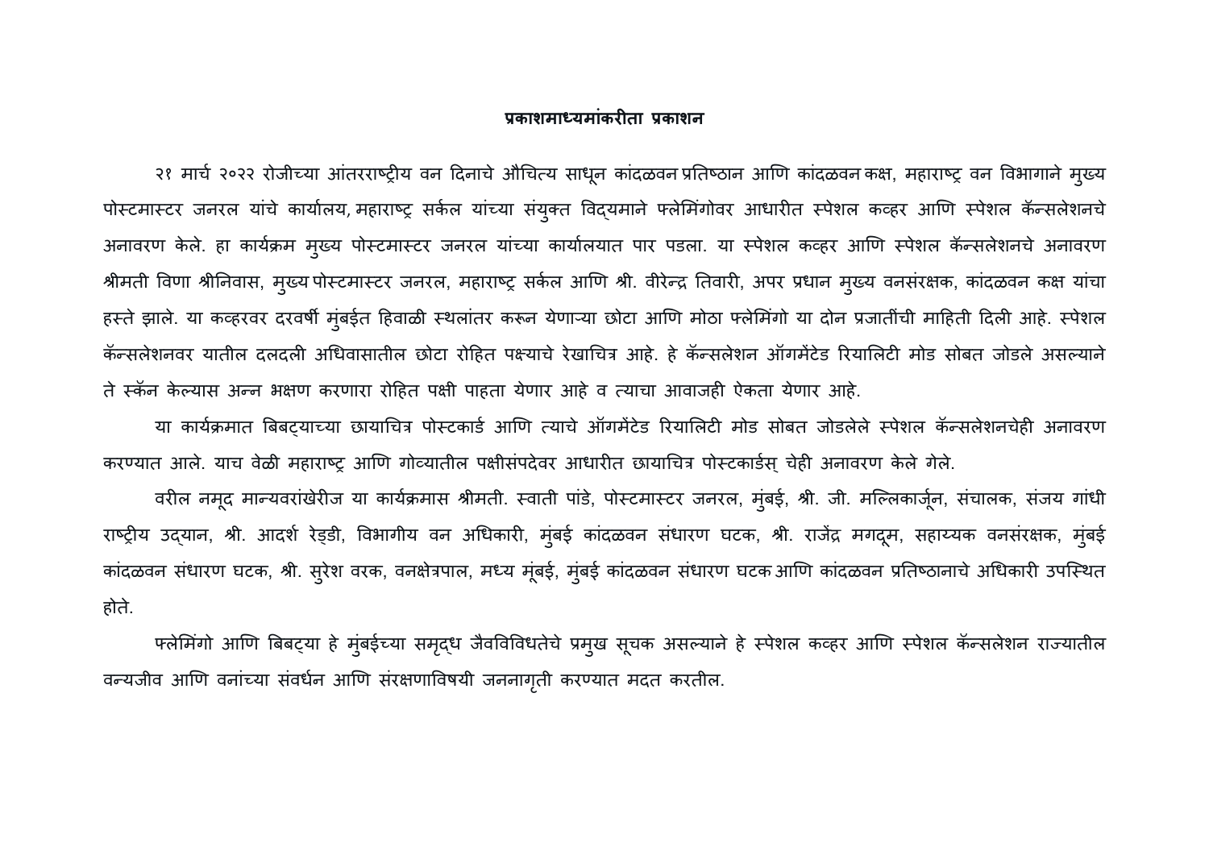**प्रकाशमाध्यमांकरीता प्रकाशन**

२१ मार्च २०२२ रोजीच्या आंतरराष्ट्रीय वन दिनाचे औचित्य साधून कांदळवन प्रतिष्ठान आणि कांदळवन कक्ष, महाराष्ट्र वन विभागाने मुख्य पोस्टमास्टर जनरल यांचे कार्यालय, महाराष्ट्र सर्कल यांच्या संयुक्त विद्यमाने फ्लेमिंगोवर आधारीत स्पेशल कव्हर आणि स्पेशल कॅन्सलेशनचे अनावरण केले. हा कार्यक्रम मुख्य पोस्टमास्टर जनरल यांच्या कार्यालयात पार पडला. या स्पेशल कव्हर आणि स्पेशल कॅन्सलेशनचे अनावरण श्रीमती विणा श्रीनिवास, मुख्य पोस्टमास्टर जनरल, महाराष्ट्र सर्कल आणि श्री. वीरेन्द्र तिवारी, अपर प्रधान मुख्य वनसंरक्षक, कांदळवन कक्ष यांचा हस्ते झाले. या कव्हरवर दरवर्षी मुंबईत हिवाळी स्थलांतर करून येणाऱ्या छोटा आणि मोठा फ्लेमिंगो या दोन प्रजातींची माहिती दिली आहे. स्पेशल कॅन्सलेशनवर यातील दलदली अधिवासातील छोटा रोहित पक्ष्याचे रेखाचित्र आहे. हे कॅन्सलेशन ऑगमेंटेड रियालिटी मोड सोबत जोडले असल्याने ते स्कॅन केल्यास अन्न भक्षण करणारा रोहित पक्षी पाहता येणार आहे व त्याचा आवाजही ऐकता येणार आहे.

या कार्यक्रमात बिबट्याच्या छायाचित्र पोस्टकार्ड आणि त्याचे ऑगमेंटेड रियालिटी मोड सोबत जोडलेले स्पेशल कॅन्सलेशनचेही अनावरण करण्यात आले. याच वेळी महाराष्ट्र आणि गोव्यातील पक्षीसंपदेवर आधारीत छायाचित्र पोस्टकार्डस् चेही अनावरण केले गेले.

वरील नमूद मान्यवरांखेरीज या कार्यक्रमास श्रीमती. स्वाती पांडे, पोस्टमास्टर जनरल, मुंबई, श्री. जी. मल्लिकार्जून, संचालक, संजय गांधी राष्ट्रीय उद्यान, श्री. आदर्श रेड्डी, विभागीय वन अधिकारी, मुंबई कांदळवन संधारण घटक, श्री. राजेंद्र मगदूम, सहाय्यक वनसंरक्षक, मुंबई कांदळवन संधारण घटक, श्री. सुरेश वरक, वनक्षेत्रपाल, मध्य मूंबई, मुंबई कांदळवन संधारण घटक आणि कांदळवन प्रतिष्ठानाचे अधिकारी उपस्थित होते.

फ्लेमिंगो आणि बिबट्या हे मुंबईच्या समृद्ध जैवविविधतेचे प्रमुख सूचक असल्याने हे स्पेशल कव्हर आणि स्पेशल कॅन्सलेशन राज्यातील वन्यजीव आणि वनांच्या संवर्धन आणि संरक्षणाविषयी जननागृती करण्यात मदत करतील.